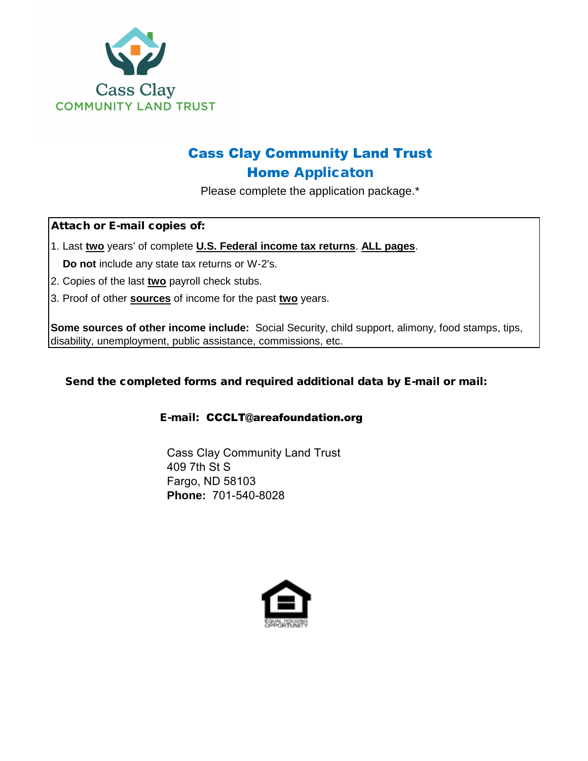Cass Clay
COMMUNITY LAND TRUST

# Cass Clay Community Land Trust
# Home Applicaton

Please complete the application package.*

**Attach or E-mail copies of:**

1. Last **two** years' of complete **U.S. Federal income tax returns**. **ALL pages**.
   **Do not** include any state tax returns or W-2's.
2. Copies of the last **two** payroll check stubs.
3. Proof of other **sources** of income for the past **two** years.

**Some sources of other income include:** Social Security, child support, alimony, food stamps, tips, disability, unemployment, public assistance, commissions, etc.

**Send the completed forms and required additional data by E-mail or mail:**

**E-mail: CCCLT@areafoundation.org**

Cass Clay Community Land Trust
409 7th St S
Fargo, ND 58103
**Phone:** 701-540-8028

EQUAL HOUSING OPPORTUNITY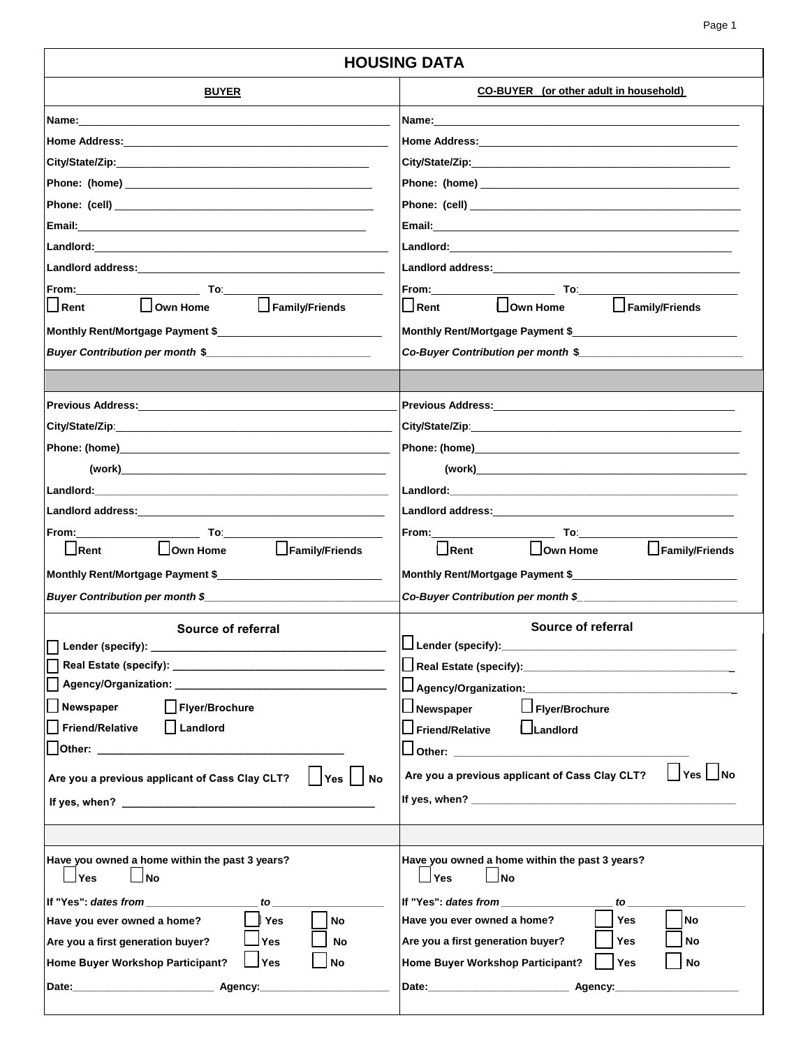# HOUSING DATA

| BUYER | CO-BUYER (or other adult in household) |
| --- | --- |
| Name:\_\_\_\_\_\_\_\_\_\_\_\_\_\_\_\_\_\_\_\_\_\_\_\_\_\_\_\_\_\_\_\_\_\_\_\_\_\_\_\_ | Name:\_\_\_\_\_\_\_\_\_\_\_\_\_\_\_\_\_\_\_\_\_\_\_\_\_\_\_\_\_\_\_\_\_\_\_\_\_\_\_\_ |
| Home Address:\_\_\_\_\_\_\_\_\_\_\_\_\_\_\_\_\_\_\_\_\_\_\_\_\_\_\_\_\_\_\_\_\_\_\_\_ | Home Address:\_\_\_\_\_\_\_\_\_\_\_\_\_\_\_\_\_\_\_\_\_\_\_\_\_\_\_\_\_\_\_\_\_\_\_\_ |
| City/State/Zip:\_\_\_\_\_\_\_\_\_\_\_\_\_\_\_\_\_\_\_\_\_\_\_\_\_\_\_\_\_\_\_\_\_\_ | City/State/Zip:\_\_\_\_\_\_\_\_\_\_\_\_\_\_\_\_\_\_\_\_\_\_\_\_\_\_\_\_\_\_\_\_\_\_ |
| Phone: (home) \_\_\_\_\_\_\_\_\_\_\_\_\_\_\_\_\_\_\_\_\_\_\_\_\_\_\_\_\_\_\_\_\_\_ | Phone: (home) \_\_\_\_\_\_\_\_\_\_\_\_\_\_\_\_\_\_\_\_\_\_\_\_\_\_\_\_\_\_\_\_\_\_ |
| Phone: (cell) \_\_\_\_\_\_\_\_\_\_\_\_\_\_\_\_\_\_\_\_\_\_\_\_\_\_\_\_\_\_\_\_\_\_\_ | Phone: (cell) \_\_\_\_\_\_\_\_\_\_\_\_\_\_\_\_\_\_\_\_\_\_\_\_\_\_\_\_\_\_\_\_\_\_\_ |
| Email:\_\_\_\_\_\_\_\_\_\_\_\_\_\_\_\_\_\_\_\_\_\_\_\_\_\_\_\_\_\_\_\_\_\_\_\_\_\_\_\_ | Email:\_\_\_\_\_\_\_\_\_\_\_\_\_\_\_\_\_\_\_\_\_\_\_\_\_\_\_\_\_\_\_\_\_\_\_\_\_\_\_\_ |
| Landlord:\_\_\_\_\_\_\_\_\_\_\_\_\_\_\_\_\_\_\_\_\_\_\_\_\_\_\_\_\_\_\_\_\_\_\_\_\_\_ | Landlord:\_\_\_\_\_\_\_\_\_\_\_\_\_\_\_\_\_\_\_\_\_\_\_\_\_\_\_\_\_\_\_\_\_\_\_\_\_\_ |
| Landlord address:\_\_\_\_\_\_\_\_\_\_\_\_\_\_\_\_\_\_\_\_\_\_\_\_\_\_\_\_\_\_\_\_ | Landlord address:\_\_\_\_\_\_\_\_\_\_\_\_\_\_\_\_\_\_\_\_\_\_\_\_\_\_\_\_\_\_\_\_ |
| From:\_\_\_\_\_\_\_\_\_\_\_\_\_\_\_\_ To:\_\_\_\_\_\_\_\_\_\_\_\_\_\_\_\_\_\_\_\_ | From:\_\_\_\_\_\_\_\_\_\_\_\_\_\_\_\_ To:\_\_\_\_\_\_\_\_\_\_\_\_\_\_\_\_\_\_\_\_ |
| ☐ Rent ☐ Own Home ☐ Family/Friends | ☐ Rent ☐ Own Home ☐ Family/Friends |
| Monthly Rent/Mortgage Payment $\_\_\_\_\_\_\_\_\_\_\_\_\_\_\_\_\_\_\_\_\_\_ | Monthly Rent/Mortgage Payment $\_\_\_\_\_\_\_\_\_\_\_\_\_\_\_\_\_\_\_\_\_\_ |
| *Buyer Contribution per month* $\_\_\_\_\_\_\_\_\_\_\_\_\_\_\_\_\_\_\_\_\_\_ | *Co-Buyer Contribution per month* $\_\_\_\_\_\_\_\_\_\_\_\_\_\_\_\_\_\_\_\_\_\_ |
| | |
| Previous Address:\_\_\_\_\_\_\_\_\_\_\_\_\_\_\_\_\_\_\_\_\_\_\_\_\_\_\_\_\_\_\_\_ | Previous Address:\_\_\_\_\_\_\_\_\_\_\_\_\_\_\_\_\_\_\_\_\_\_\_\_\_\_\_\_\_\_\_\_ |
| City/State/Zip:\_\_\_\_\_\_\_\_\_\_\_\_\_\_\_\_\_\_\_\_\_\_\_\_\_\_\_\_\_\_\_\_\_\_ | City/State/Zip:\_\_\_\_\_\_\_\_\_\_\_\_\_\_\_\_\_\_\_\_\_\_\_\_\_\_\_\_\_\_\_\_\_\_ |
| Phone: (home)\_\_\_\_\_\_\_\_\_\_\_\_\_\_\_\_\_\_\_\_\_\_\_\_\_\_\_\_\_\_\_\_\_\_\_ | Phone: (home)\_\_\_\_\_\_\_\_\_\_\_\_\_\_\_\_\_\_\_\_\_\_\_\_\_\_\_\_\_\_\_\_\_\_\_ |
| (work)\_\_\_\_\_\_\_\_\_\_\_\_\_\_\_\_\_\_\_\_\_\_\_\_\_\_\_\_\_\_\_\_\_\_\_\_\_\_ | (work)\_\_\_\_\_\_\_\_\_\_\_\_\_\_\_\_\_\_\_\_\_\_\_\_\_\_\_\_\_\_\_\_\_\_\_\_\_\_ |
| Landlord:\_\_\_\_\_\_\_\_\_\_\_\_\_\_\_\_\_\_\_\_\_\_\_\_\_\_\_\_\_\_\_\_\_\_\_\_\_\_ | Landlord:\_\_\_\_\_\_\_\_\_\_\_\_\_\_\_\_\_\_\_\_\_\_\_\_\_\_\_\_\_\_\_\_\_\_\_\_\_\_ |
| Landlord address:\_\_\_\_\_\_\_\_\_\_\_\_\_\_\_\_\_\_\_\_\_\_\_\_\_\_\_\_\_\_\_\_ | Landlord address:\_\_\_\_\_\_\_\_\_\_\_\_\_\_\_\_\_\_\_\_\_\_\_\_\_\_\_\_\_\_\_\_ |
| From:\_\_\_\_\_\_\_\_\_\_\_\_\_\_\_\_ To:\_\_\_\_\_\_\_\_\_\_\_\_\_\_\_\_\_\_\_\_ | From:\_\_\_\_\_\_\_\_\_\_\_\_\_\_\_\_ To:\_\_\_\_\_\_\_\_\_\_\_\_\_\_\_\_\_\_\_\_ |
| ☐ Rent ☐ Own Home ☐ Family/Friends | ☐ Rent ☐ Own Home ☐ Family/Friends |
| Monthly Rent/Mortgage Payment $\_\_\_\_\_\_\_\_\_\_\_\_\_\_\_\_\_\_\_\_\_\_ | Monthly Rent/Mortgage Payment $\_\_\_\_\_\_\_\_\_\_\_\_\_\_\_\_\_\_\_\_\_\_ |
| *Buyer Contribution per month $*\_\_\_\_\_\_\_\_\_\_\_\_\_\_\_\_\_\_\_\_\_\_ | *Co-Buyer Contribution per month $*\_\_\_\_\_\_\_\_\_\_\_\_\_\_\_\_\_\_\_\_\_\_ |
| **Source of referral** | **Source of referral** |
| ☐ Lender (specify): \_\_\_\_\_\_\_\_\_\_\_\_\_\_\_\_\_\_\_\_\_\_\_\_\_\_\_\_\_\_ | ☐ Lender (specify):\_\_\_\_\_\_\_\_\_\_\_\_\_\_\_\_\_\_\_\_\_\_\_\_\_\_\_\_\_\_ |
| ☐ Real Estate (specify): \_\_\_\_\_\_\_\_\_\_\_\_\_\_\_\_\_\_\_\_\_\_\_\_\_\_\_ | ☐ Real Estate (specify):\_\_\_\_\_\_\_\_\_\_\_\_\_\_\_\_\_\_\_\_\_\_\_\_\_\_\_ |
| ☐ Agency/Organization: \_\_\_\_\_\_\_\_\_\_\_\_\_\_\_\_\_\_\_\_\_\_\_\_\_\_\_ | ☐ Agency/Organization:\_\_\_\_\_\_\_\_\_\_\_\_\_\_\_\_\_\_\_\_\_\_\_\_\_\_\_ |
| ☐ Newspaper ☐ Flyer/Brochure | ☐ Newspaper ☐ Flyer/Brochure |
| ☐ Friend/Relative ☐ Landlord | ☐ Friend/Relative ☐ Landlord |
| ☐ Other: \_\_\_\_\_\_\_\_\_\_\_\_\_\_\_\_\_\_\_\_\_\_\_\_\_\_\_\_\_\_\_\_\_\_ | ☐ Other: \_\_\_\_\_\_\_\_\_\_\_\_\_\_\_\_\_\_\_\_\_\_\_\_\_\_\_\_\_\_\_\_\_\_ |
| Are you a previous applicant of Cass Clay CLT? ☐ Yes ☐ No | Are you a previous applicant of Cass Clay CLT? ☐ Yes ☐ No |
| If yes, when? \_\_\_\_\_\_\_\_\_\_\_\_\_\_\_\_\_\_\_\_\_\_\_\_\_\_\_\_\_\_\_\_\_\_ | If yes, when? \_\_\_\_\_\_\_\_\_\_\_\_\_\_\_\_\_\_\_\_\_\_\_\_\_\_\_\_\_\_\_\_\_\_ |
| | |
| Have you owned a home within the past 3 years? ☐ Yes ☐ No | Have you owned a home within the past 3 years? ☐ Yes ☐ No |
| If "Yes": *dates from* \_\_\_\_\_\_\_\_\_\_\_\_\_\_ *to* \_\_\_\_\_\_\_\_\_\_\_\_\_\_ | If "Yes": *dates from* \_\_\_\_\_\_\_\_\_\_\_\_\_\_ *to* \_\_\_\_\_\_\_\_\_\_\_\_\_\_ |
| Have you ever owned a home? ☐ Yes ☐ No | Have you ever owned a home? ☐ Yes ☐ No |
| Are you a first generation buyer? ☐ Yes ☐ No | Are you a first generation buyer? ☐ Yes ☐ No |
| Home Buyer Workshop Participant? ☐ Yes ☐ No | Home Buyer Workshop Participant? ☐ Yes ☐ No |
| Date:\_\_\_\_\_\_\_\_\_\_\_\_\_\_\_\_\_\_ Agency:\_\_\_\_\_\_\_\_\_\_\_\_\_\_\_\_\_\_ | Date:\_\_\_\_\_\_\_\_\_\_\_\_\_\_\_\_\_\_ Agency:\_\_\_\_\_\_\_\_\_\_\_\_\_\_\_\_\_\_ |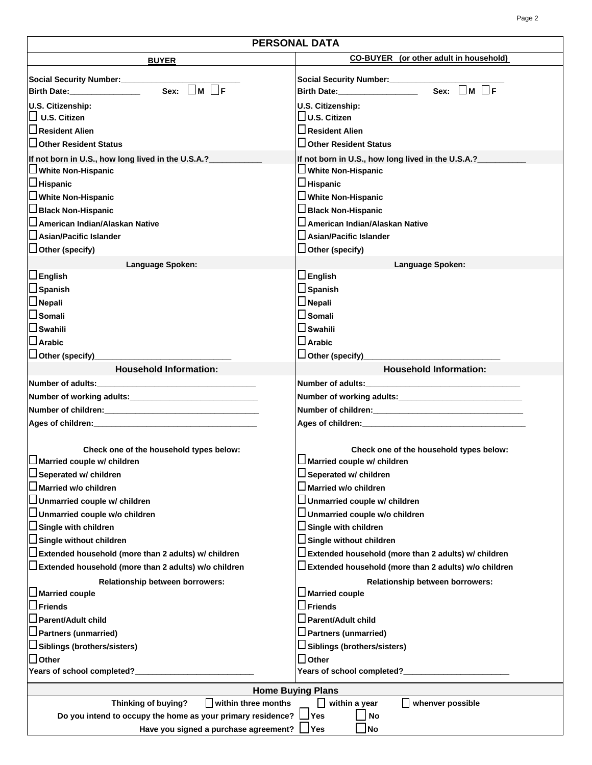## PERSONAL DATA

| BUYER | CO-BUYER (or other adult in household) |
|---|---|
| Social Security Number:_______________________ | Social Security Number:_______________________ |
| Birth Date:_______________ Sex: ☐ M ☐ F | Birth Date:________________ Sex: ☐ M ☐ F |
| U.S. Citizenship: | U.S. Citizenship: |
| ☐ U.S. Citizen | ☐ U.S. Citizen |
| ☐ Resident Alien | ☐ Resident Alien |
| ☐ Other Resident Status | ☐ Other Resident Status |
| If not born in U.S., how long lived in the U.S.A.?___________ | If not born in U.S., how long lived in the U.S.A.?__________ |
| ☐ White Non-Hispanic | ☐ White Non-Hispanic |
| ☐ Hispanic | ☐ Hispanic |
| ☐ White Non-Hispanic | ☐ White Non-Hispanic |
| ☐ Black Non-Hispanic | ☐ Black Non-Hispanic |
| ☐ American Indian/Alaskan Native | ☐ American Indian/Alaskan Native |
| ☐ Asian/Pacific Islander | ☐ Asian/Pacific Islander |
| ☐ Other (specify) | ☐ Other (specify) |
| **Language Spoken:** | **Language Spoken:** |
| ☐ English | ☐ English |
| ☐ Spanish | ☐ Spanish |
| ☐ Nepali | ☐ Nepali |
| ☐ Somali | ☐ Somali |
| ☐ Swahili | ☐ Swahili |
| ☐ Arabic | ☐ Arabic |
| ☐ Other (specify)_____________________________ | ☐ Other (specify)_____________________________ |
| **Household Information:** | **Household Information:** |
| Number of adults:_________________________________ | Number of adults:_________________________________ |
| Number of working adults:___________________________ | Number of working adults:___________________________ |
| Number of children:_________________________________ | Number of children:_________________________________ |
| Ages of children:___________________________________ | Ages of children:___________________________________ |
| **Check one of the household types below:** | **Check one of the household types below:** |
| ☐ Married couple w/ children | ☐ Married couple w/ children |
| ☐ Seperated w/ children | ☐ Seperated w/ children |
| ☐ Married w/o children | ☐ Married w/o children |
| ☐ Unmarried couple w/ children | ☐ Unmarried couple w/ children |
| ☐ Unmarried couple w/o children | ☐ Unmarried couple w/o children |
| ☐ Single with children | ☐ Single with children |
| ☐ Single without children | ☐ Single without children |
| ☐ Extended household (more than 2 adults) w/ children | ☐ Extended household (more than 2 adults) w/ children |
| ☐ Extended household (more than 2 adults) w/o children | ☐ Extended household (more than 2 adults) w/o children |
| **Relationship between borrowers:** | **Relationship between borrowers:** |
| ☐ Married couple | ☐ Married couple |
| ☐ Friends | ☐ Friends |
| ☐ Parent/Adult child | ☐ Parent/Adult child |
| ☐ Partners (unmarried) | ☐ Partners (unmarried) |
| ☐ Siblings (brothers/sisters) | ☐ Siblings (brothers/sisters) |
| ☐ Other | ☐ Other |
| Years of school completed?_________________________ | Years of school completed?______________________ |

## Home Buying Plans

Thinking of buying? ☐ within three months ☐ within a year ☐ whenver possible

Do you intend to occupy the home as your primary residence? ☐ Yes ☐ No

Have you signed a purchase agreement? ☐ Yes ☐ No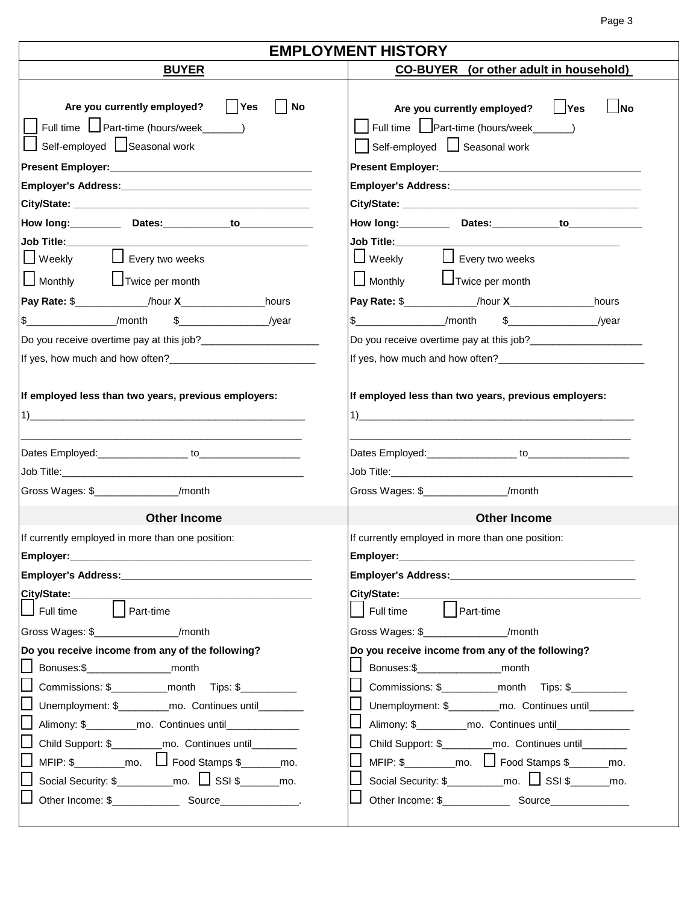# EMPLOYMENT HISTORY

## BUYER

**Are you currently employed?** ☐ **Yes** ☐ **No**

☐ Full time ☐ Part-time (hours/week_______)

☐ Self-employed ☐ Seasonal work

**Present Employer:**___________________________________

**Employer's Address:**_________________________________

**City/State:** __________________________________________

**How long:**_________ **Dates:**____________**to**_____________

**Job Title:**____________________________________________

☐ Weekly ☐ Every two weeks

☐ Monthly ☐ Twice per month

**Pay Rate:** $_____________/hour **X**_______________hours

$________________/month $________________/year

Do you receive overtime pay at this job?_____________________

If yes, how much and how often?__________________________

**If employed less than two years, previous employers:**

1)_________________________________________________

___________________________________________________

Dates Employed:________________ to__________________

Job Title:___________________________________________

Gross Wages: $_______________/month

### Other Income

If currently employed in more than one position:

**Employer:**____________________________________________

**Employer's Address:**__________________________________

**City/State:**___________________________________________

☐ Full time ☐ Part-time

Gross Wages: $_______________/month

**Do you receive income from any of the following?**

☐ Bonuses:$_______________month

☐ Commissions: $__________month Tips: $__________

☐ Unemployment: $_________mo. Continues until________

☐ Alimony: $_________mo. Continues until_____________

☐ Child Support: $_________mo. Continues until________

☐ MFIP: $_________mo. ☐ Food Stamps $_______mo.

☐ Social Security: $__________mo. ☐ SSI $_______mo.

☐ Other Income: $____________ Source______________.

## CO-BUYER (or other adult in household)

**Are you currently employed?** ☐ **Yes** ☐ **No**

☐ Full time ☐ Part-time (hours/week_______)

☐ Self-employed ☐ Seasonal work

**Present Employer:**___________________________________

**Employer's Address:**_________________________________

**City/State:** __________________________________________

**How long:**_________ **Dates:**____________**to**_____________

**Job Title:**____________________________________________

☐ Weekly ☐ Every two weeks

☐ Monthly ☐ Twice per month

**Pay Rate:** $_____________/hour **X**_______________hours

$________________/month $________________/year

Do you receive overtime pay at this job?____________________

If yes, how much and how often?__________________________

**If employed less than two years, previous employers:**

1)_________________________________________________

___________________________________________________

Dates Employed:________________ to__________________

Job Title:___________________________________________

Gross Wages: $_______________/month

### Other Income

If currently employed in more than one position:

**Employer:**____________________________________________

**Employer's Address:**__________________________________

**City/State:**___________________________________________

☐ Full time ☐ Part-time

Gross Wages: $_______________/month

**Do you receive income from any of the following?**

☐ Bonuses:$_______________month

☐ Commissions: $__________month Tips: $__________

☐ Unemployment: $_________mo. Continues until________

☐ Alimony: $_________mo. Continues until_____________

☐ Child Support: $_________mo. Continues until________

☐ MFIP: $_________mo. ☐ Food Stamps $_______mo.

☐ Social Security: $__________mo. ☐ SSI $_______mo.

☐ Other Income: $____________ Source______________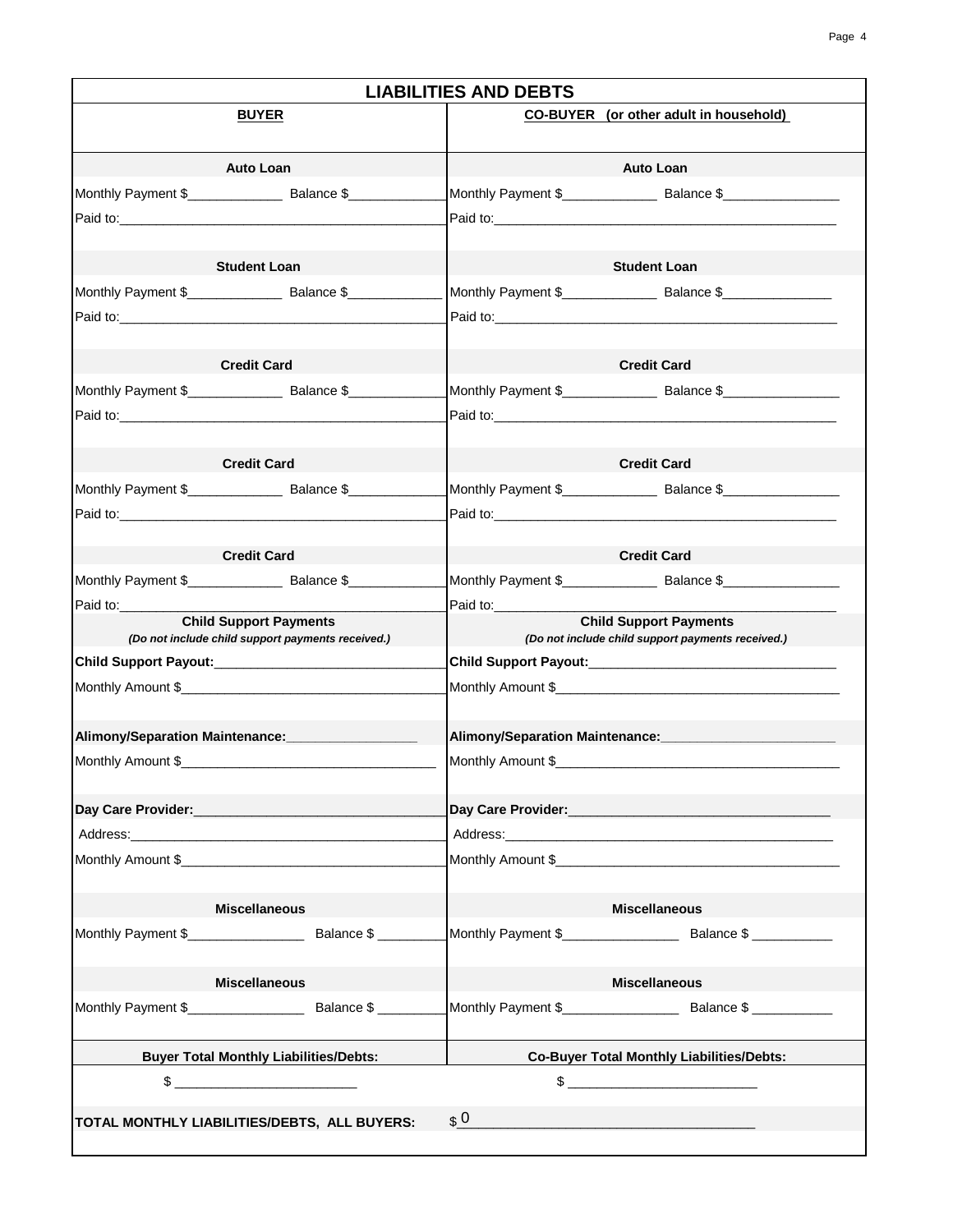## LIABILITIES AND DEBTS

| **BUYER** | **CO-BUYER (or other adult in household)** |
|---|---|
| **Auto Loan** | **Auto Loan** |
| Monthly Payment $____________ Balance $____________ | Monthly Payment $____________ Balance $______________ |
| Paid to:________________________________________ | Paid to:________________________________________ |
| **Student Loan** | **Student Loan** |
| Monthly Payment $____________ Balance $____________ | Monthly Payment $____________ Balance $______________ |
| Paid to:________________________________________ | Paid to:________________________________________ |
| **Credit Card** | **Credit Card** |
| Monthly Payment $____________ Balance $____________ | Monthly Payment $____________ Balance $______________ |
| Paid to:________________________________________ | Paid to:________________________________________ |
| **Credit Card** | **Credit Card** |
| Monthly Payment $____________ Balance $____________ | Monthly Payment $____________ Balance $______________ |
| Paid to:________________________________________ | Paid to:________________________________________ |
| **Credit Card** | **Credit Card** |
| Monthly Payment $____________ Balance $____________ | Monthly Payment $____________ Balance $______________ |
| Paid to:________________________________________ | Paid to:________________________________________ |
| **Child Support Payments** *(Do not include child support payments received.)* | **Child Support Payments** *(Do not include child support payments received.)* |
| **Child Support Payout:**____________________________ | **Child Support Payout:**____________________________ |
| Monthly Amount $________________________________ | Monthly Amount $________________________________ |
| **Alimony/Separation Maintenance:**________________ | **Alimony/Separation Maintenance:**________________ |
| Monthly Amount $________________________________ | Monthly Amount $________________________________ |
| **Day Care Provider:**______________________________ | **Day Care Provider:**______________________________ |
| Address:________________________________________ | Address:________________________________________ |
| Monthly Amount $________________________________ | Monthly Amount $________________________________ |
| **Miscellaneous** | **Miscellaneous** |
| Monthly Payment $______________ Balance $ ________ | Monthly Payment $______________ Balance $ __________ |
| **Miscellaneous** | **Miscellaneous** |
| Monthly Payment $______________ Balance $ ________ | Monthly Payment $______________ Balance $ __________ |
| **Buyer Total Monthly Liabilities/Debts:** | **Co-Buyer Total Monthly Liabilities/Debts:** |
| $ ______________________ | $ ______________________ |

**TOTAL MONTHLY LIABILITIES/DEBTS, ALL BUYERS:** $ 0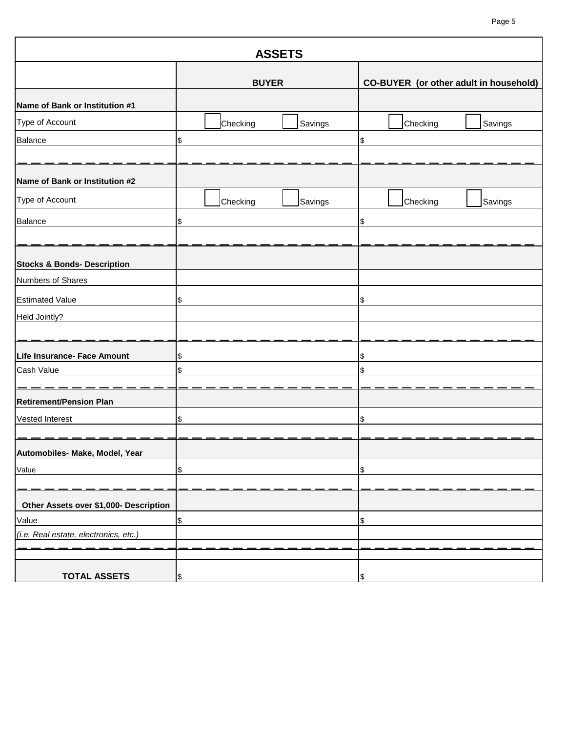## ASSETS

| | BUYER | CO-BUYER (or other adult in household) |
|---|---|---|
| **Name of Bank or Institution #1** | | |
| Type of Account | ☐ Checking ☐ Savings | ☐ Checking ☐ Savings |
| Balance | $ | $ |
| | | |
| **Name of Bank or Institution #2** | | |
| Type of Account | ☐ Checking ☐ Savings | ☐ Checking ☐ Savings |
| Balance | $ | $ |
| | | |
| **Stocks & Bonds- Description** | | |
| Numbers of Shares | | |
| Estimated Value | $ | $ |
| Held Jointly? | | |
| | | |
| **Life Insurance- Face Amount** | $ | $ |
| Cash Value | $ | $ |
| | | |
| **Retirement/Pension Plan** | | |
| Vested Interest | $ | $ |
| | | |
| **Automobiles- Make, Model, Year** | | |
| Value | $ | $ |
| | | |
| **Other Assets over $1,000- Description** | | |
| Value | $ | $ |
| *(i.e. Real estate, electronics, etc.)* | | |
| | | |
| **TOTAL ASSETS** | $ | $ |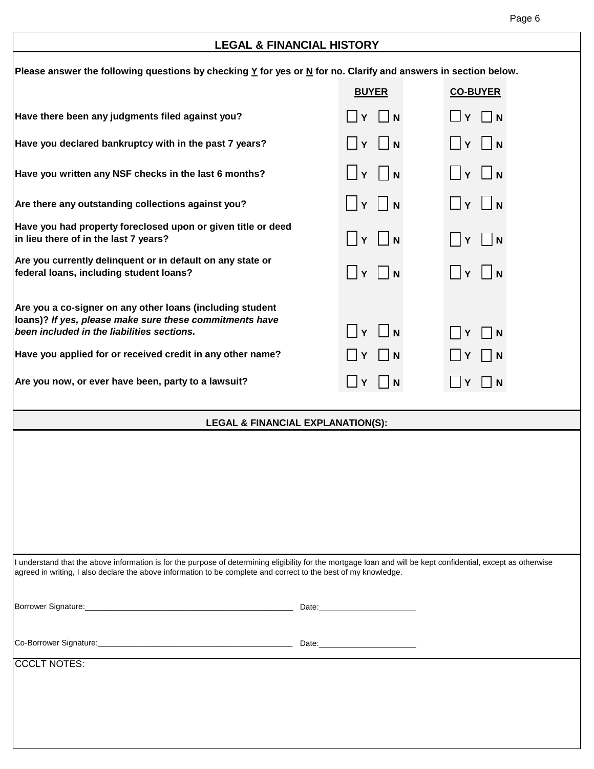## LEGAL & FINANCIAL HISTORY

**Please answer the following questions by checking Y for yes or N for no. Clarify and answers in section below.**

| | BUYER | CO-BUYER |
|---|---|---|
| **Have there been any judgments filed against you?** | ☐ Y ☐ N | ☐ Y ☐ N |
| **Have you declared bankruptcy with in the past 7 years?** | ☐ Y ☐ N | ☐ Y ☐ N |
| **Have you written any NSF checks in the last 6 months?** | ☐ Y ☐ N | ☐ Y ☐ N |
| **Are there any outstanding collections against you?** | ☐ Y ☐ N | ☐ Y ☐ N |
| **Have you had property foreclosed upon or given title or deed in lieu there of in the last 7 years?** | ☐ Y ☐ N | ☐ Y ☐ N |
| **Are you currently delinquent or in default on any state or federal loans, including student loans?** | ☐ Y ☐ N | ☐ Y ☐ N |
| **Are you a co-signer on any other loans (including student loans)?** ***If yes, please make sure these commitments have been included in the liabilities sections.*** | ☐ Y ☐ N | ☐ Y ☐ N |
| **Have you applied for or received credit in any other name?** | ☐ Y ☐ N | ☐ Y ☐ N |
| **Are you now, or ever have been, party to a lawsuit?** | ☐ Y ☐ N | ☐ Y ☐ N |

### LEGAL & FINANCIAL EXPLANATION(S):

I understand that the above information is for the purpose of determining eligibility for the mortgage loan and will be kept confidential, except as otherwise agreed in writing, I also declare the above information to be complete and correct to the best of my knowledge.

Borrower Signature:______________________________________________ Date:______________________

Co-Borrower Signature:___________________________________________ Date:______________________

CCCLT NOTES: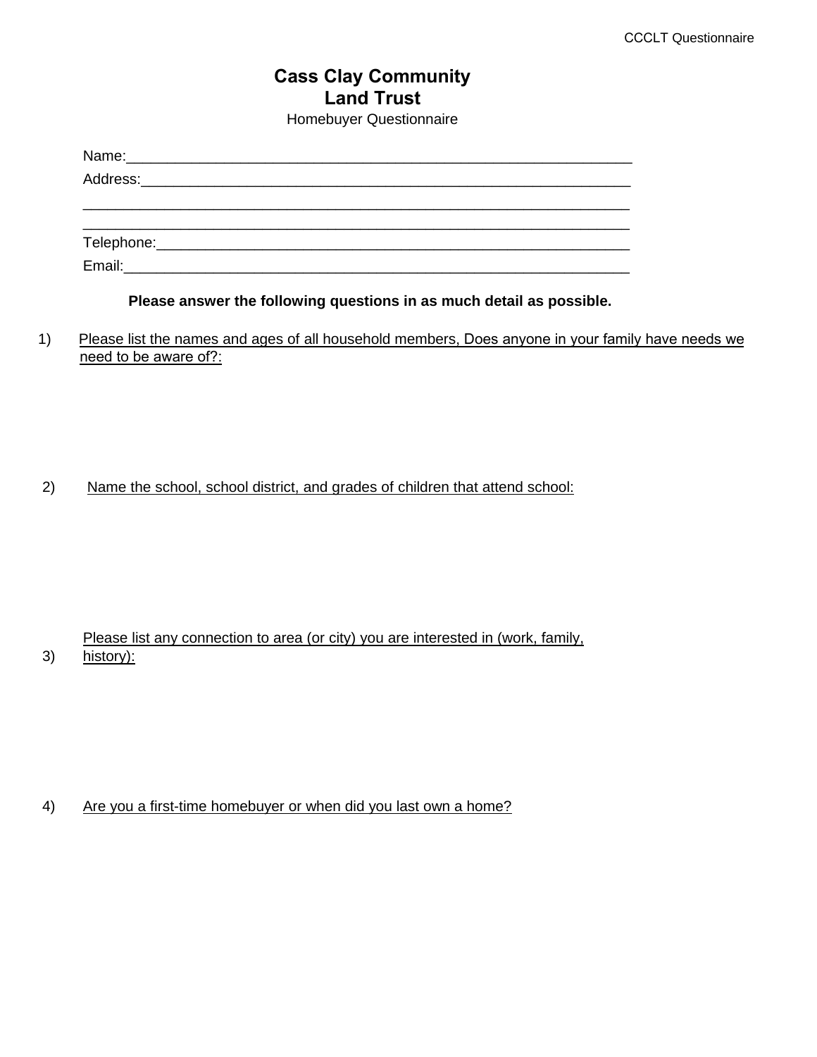# Cass Clay Community Land Trust

Homebuyer Questionnaire

Name:_________________________________________________________________

Address:_______________________________________________________________

_______________________________________________________________________

_______________________________________________________________________

Telephone:_____________________________________________________________

Email:_________________________________________________________________

**Please answer the following questions in as much detail as possible.**

1) Please list the names and ages of all household members, Does anyone in your family have needs we need to be aware of?:

2) Name the school, school district, and grades of children that attend school:

3) Please list any connection to area (or city) you are interested in (work, family, history):

4) Are you a first-time homebuyer or when did you last own a home?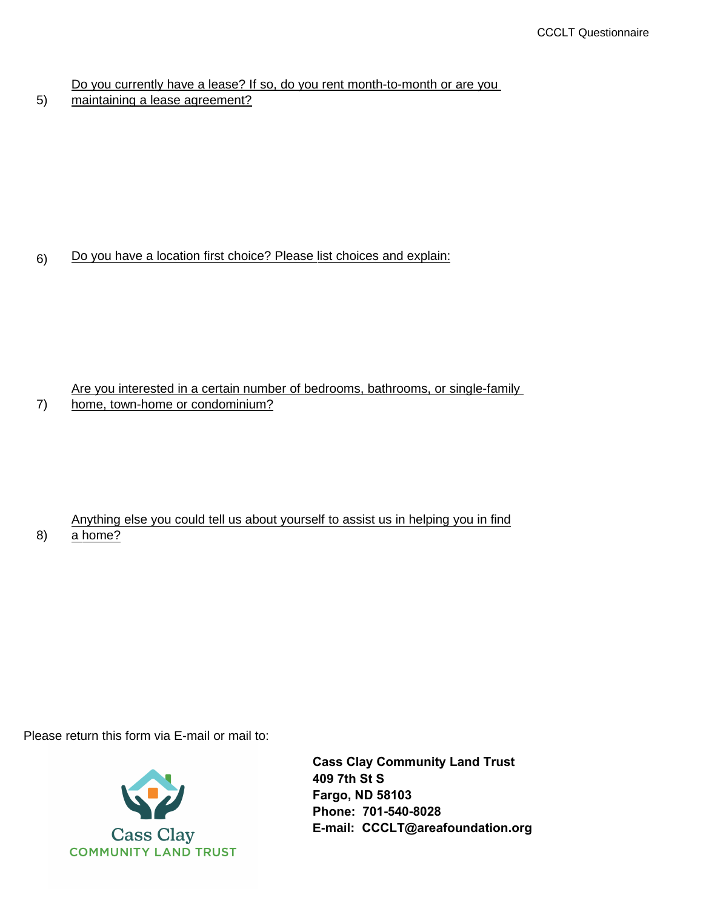5) Do you currently have a lease? If so, do you rent month-to-month or are you maintaining a lease agreement?

6) Do you have a location first choice? Please list choices and explain:

7) Are you interested in a certain number of bedrooms, bathrooms, or single-family home, town-home or condominium?

8) Anything else you could tell us about yourself to assist us in helping you in find a home?

Please return this form via E-mail or mail to:

Cass Clay
COMMUNITY LAND TRUST

**Cass Clay Community Land Trust**
**409 7th St S**
**Fargo, ND 58103**
**Phone: 701-540-8028**
**E-mail: CCCLT@areafoundation.org**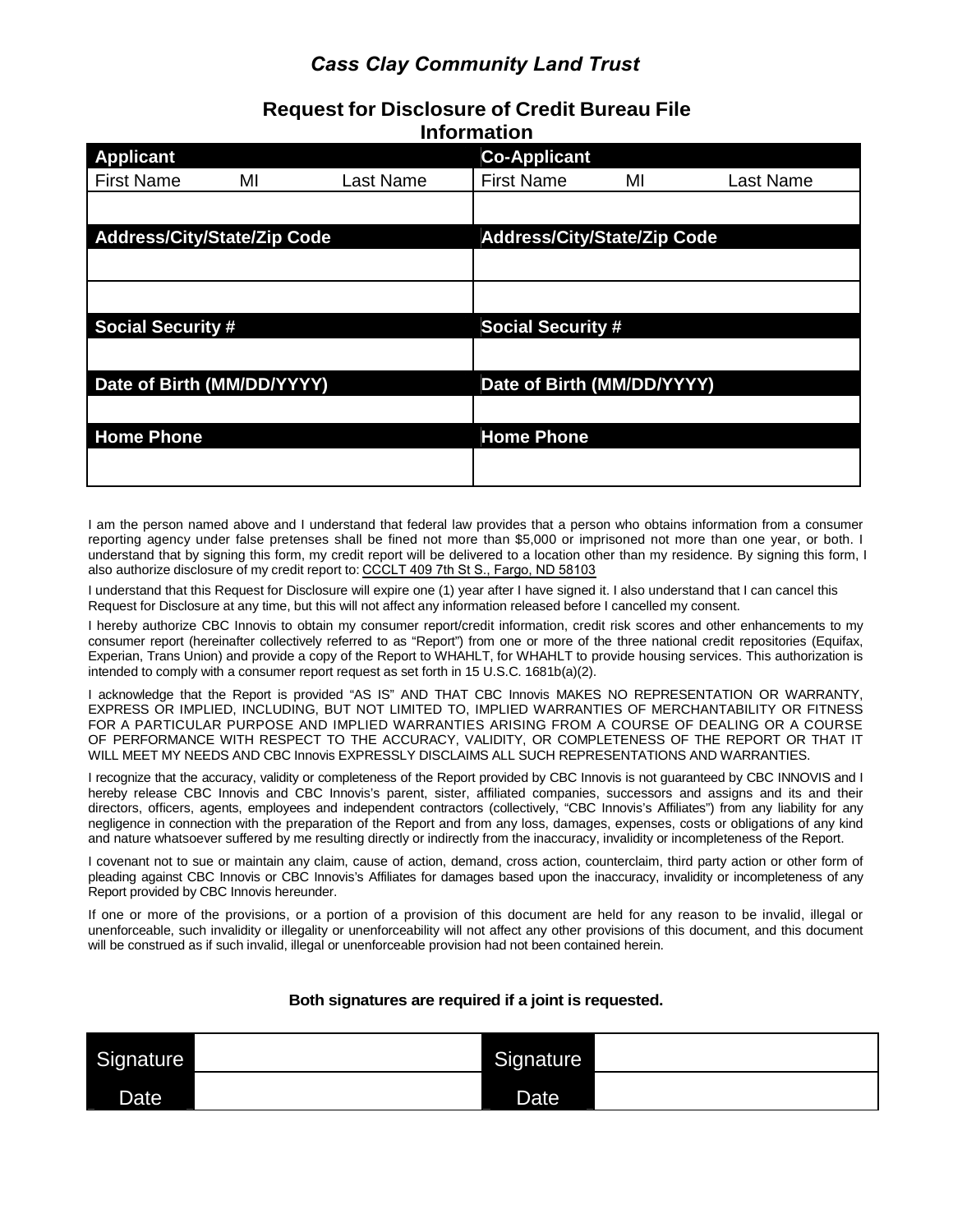*Cass Clay Community Land Trust*

## Request for Disclosure of Credit Bureau File Information

| Applicant | | | Co-Applicant | | |
|---|---|---|---|---|---|
| First Name | MI | Last Name | First Name | MI | Last Name |
| | | | | | |
| **Address/City/State/Zip Code** | | | **Address/City/State/Zip Code** | | |
| | | | | | |
| | | | | | |
| **Social Security #** | | | **Social Security #** | | |
| | | | | | |
| **Date of Birth (MM/DD/YYYY)** | | | **Date of Birth (MM/DD/YYYY)** | | |
| | | | | | |
| **Home Phone** | | | **Home Phone** | | |
| | | | | | |

I am the person named above and I understand that federal law provides that a person who obtains information from a consumer reporting agency under false pretenses shall be fined not more than $5,000 or imprisoned not more than one year, or both. I understand that by signing this form, my credit report will be delivered to a location other than my residence. By signing this form, I also authorize disclosure of my credit report to: CCCLT 409 7th St S., Fargo, ND 58103

I understand that this Request for Disclosure will expire one (1) year after I have signed it. I also understand that I can cancel this Request for Disclosure at any time, but this will not affect any information released before I cancelled my consent.

I hereby authorize CBC Innovis to obtain my consumer report/credit information, credit risk scores and other enhancements to my consumer report (hereinafter collectively referred to as "Report") from one or more of the three national credit repositories (Equifax, Experian, Trans Union) and provide a copy of the Report to WHAHLT, for WHAHLT to provide housing services. This authorization is intended to comply with a consumer report request as set forth in 15 U.S.C. 1681b(a)(2).

I acknowledge that the Report is provided "AS IS" AND THAT CBC Innovis MAKES NO REPRESENTATION OR WARRANTY, EXPRESS OR IMPLIED, INCLUDING, BUT NOT LIMITED TO, IMPLIED WARRANTIES OF MERCHANTABILITY OR FITNESS FOR A PARTICULAR PURPOSE AND IMPLIED WARRANTIES ARISING FROM A COURSE OF DEALING OR A COURSE OF PERFORMANCE WITH RESPECT TO THE ACCURACY, VALIDITY, OR COMPLETENESS OF THE REPORT OR THAT IT WILL MEET MY NEEDS AND CBC Innovis EXPRESSLY DISCLAIMS ALL SUCH REPRESENTATIONS AND WARRANTIES.

I recognize that the accuracy, validity or completeness of the Report provided by CBC Innovis is not guaranteed by CBC INNOVIS and I hereby release CBC Innovis and CBC Innovis's parent, sister, affiliated companies, successors and assigns and its and their directors, officers, agents, employees and independent contractors (collectively, "CBC Innovis's Affiliates") from any liability for any negligence in connection with the preparation of the Report and from any loss, damages, expenses, costs or obligations of any kind and nature whatsoever suffered by me resulting directly or indirectly from the inaccuracy, invalidity or incompleteness of the Report.

I covenant not to sue or maintain any claim, cause of action, demand, cross action, counterclaim, third party action or other form of pleading against CBC Innovis or CBC Innovis's Affiliates for damages based upon the inaccuracy, invalidity or incompleteness of any Report provided by CBC Innovis hereunder.

If one or more of the provisions, or a portion of a provision of this document are held for any reason to be invalid, illegal or unenforceable, such invalidity or illegality or unenforceability will not affect any other provisions of this document, and this document will be construed as if such invalid, illegal or unenforceable provision had not been contained herein.

**Both signatures are required if a joint is requested.**

| | | | |
|---|---|---|---|
| Signature | | Signature | |
| Date | | Date | |